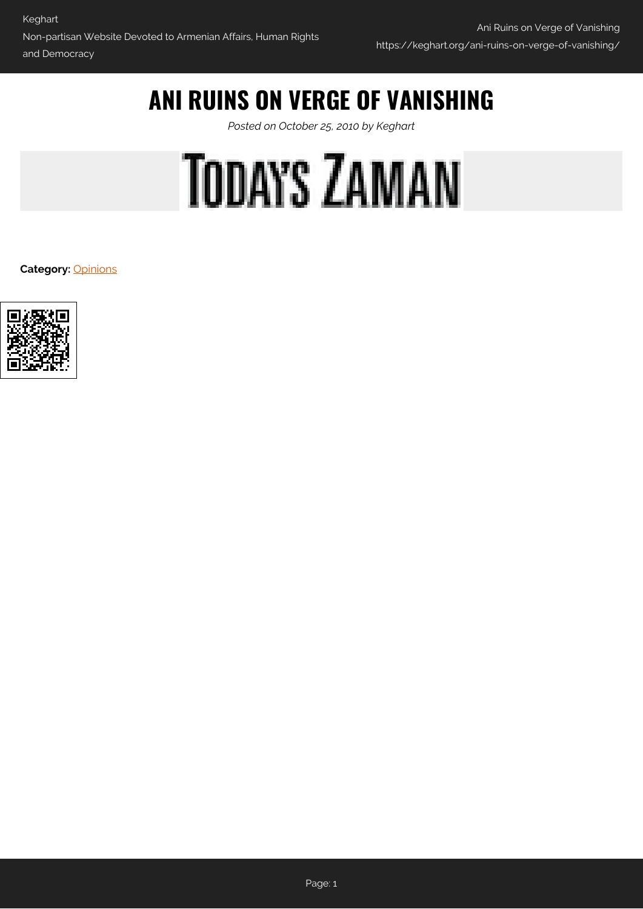# ANI RUINS ON VERGE OF VANISHING

*Posted on October 25, 2010 by Keghart*

TODAY'S ZAMAN

**Category:** Opinions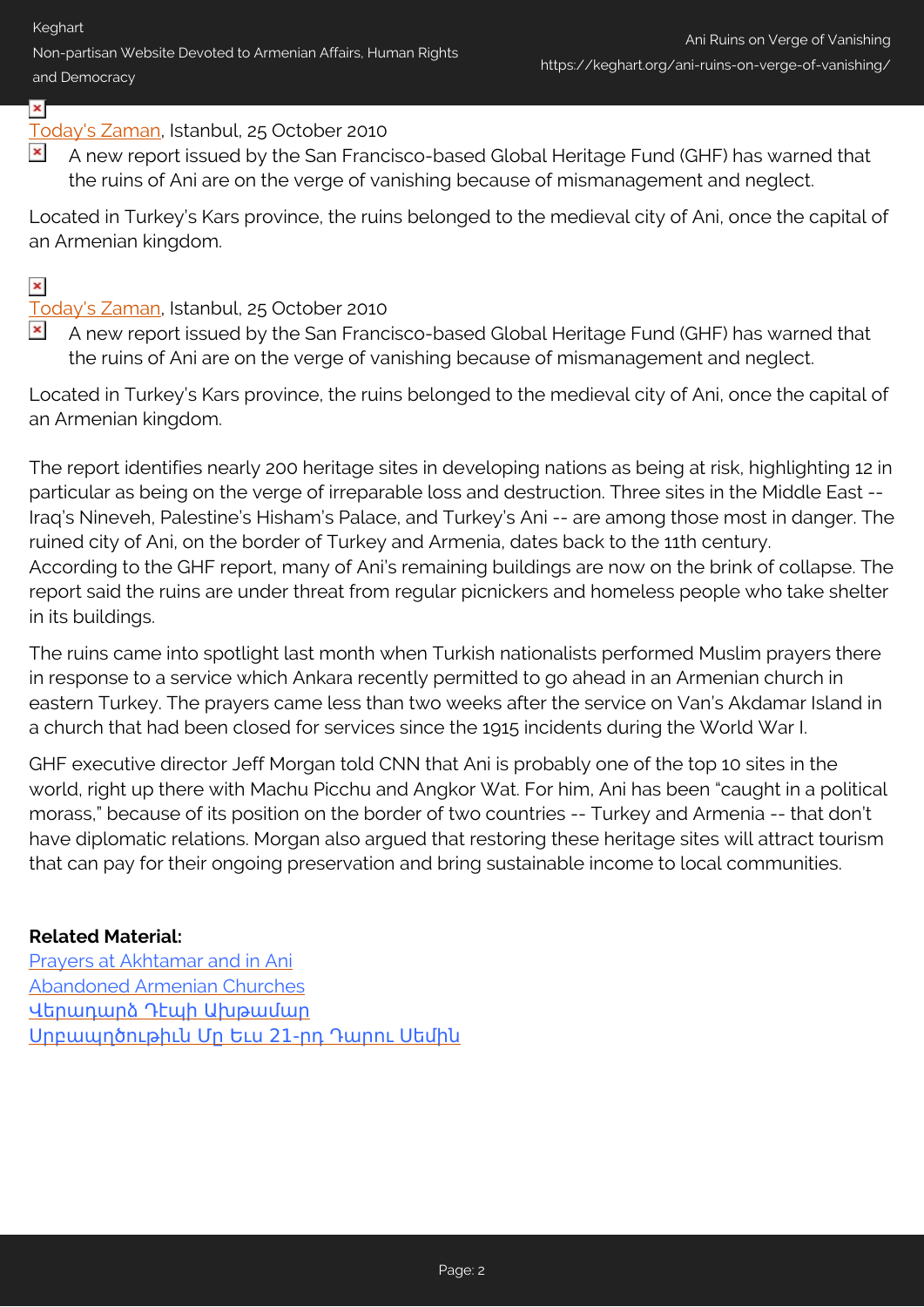Today's Zaman, Istanbul, 25 October 2010

A new report issued by the San Francisco-based Global Heritage Fund (GHF) has warned that the ruins of Ani are on the verge of vanishing because of mismanagement and neglect.

Located in Turkey's Kars province, the ruins belonged to the medieval city of Ani, once the capital of an Armenian kingdom.

Today's Zaman, Istanbul, 25 October 2010

A new report issued by the San Francisco-based Global Heritage Fund (GHF) has warned that the ruins of Ani are on the verge of vanishing because of mismanagement and neglect.

Located in Turkey's Kars province, the ruins belonged to the medieval city of Ani, once the capital of an Armenian kingdom.

The report identifies nearly 200 heritage sites in developing nations as being at risk, highlighting 12 in particular as being on the verge of irreparable loss and destruction. Three sites in the Middle East -- Iraq's Nineveh, Palestine's Hisham's Palace, and Turkey's Ani -- are among those most in danger. The ruined city of Ani, on the border of Turkey and Armenia, dates back to the 11th century.
According to the GHF report, many of Ani's remaining buildings are now on the brink of collapse. The report said the ruins are under threat from regular picnickers and homeless people who take shelter in its buildings.

The ruins came into spotlight last month when Turkish nationalists performed Muslim prayers there in response to a service which Ankara recently permitted to go ahead in an Armenian church in eastern Turkey. The prayers came less than two weeks after the service on Van's Akdamar Island in a church that had been closed for services since the 1915 incidents during the World War I.

GHF executive director Jeff Morgan told CNN that Ani is probably one of the top 10 sites in the world, right up there with Machu Picchu and Angkor Wat. For him, Ani has been "caught in a political morass," because of its position on the border of two countries -- Turkey and Armenia -- that don't have diplomatic relations. Morgan also argued that restoring these heritage sites will attract tourism that can pay for their ongoing preservation and bring sustainable income to local communities.

**Related Material:**
Prayers at Akhtamar and in Ani
Abandoned Armenian Churches
Վերադարձ Դէպի Աղթամար
Սրբապղծութիւն Մը Եւս 21-րդ Դարու Սեմին